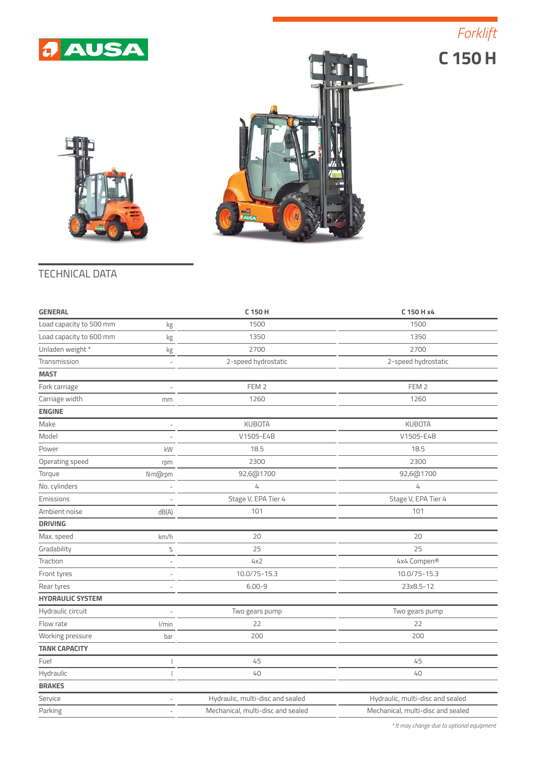AUSA

*Forklift*

# C 150 H

## TECHNICAL DATA

| GENERAL | | C 150 H | C 150 H x4 |
|---|---|---|---|
| Load capacity to 500 mm | kg | 1500 | 1500 |
| Load capacity to 600 mm | kg | 1350 | 1350 |
| Unladen weight * | kg | 2700 | 2700 |
| Transmission | - | 2-speed hydrostatic | 2-speed hydrostatic |
| **MAST** | | | |
| Fork carriage | - | FEM 2 | FEM 2 |
| Carriage width | mm | 1260 | 1260 |
| **ENGINE** | | | |
| Make | - | KUBOTA | KUBOTA |
| Model | - | V1505-E4B | V1505-E4B |
| Power | kW | 18.5 | 18.5 |
| Operating speed | rpm | 2300 | 2300 |
| Torque | N·m@rpm | 92,6@1700 | 92,6@1700 |
| No. cylinders | - | 4 | 4 |
| Emissions | - | Stage V, EPA Tier 4 | Stage V, EPA Tier 4 |
| Ambient noise | dB(A) | 101 | 101 |
| **DRIVING** | | | |
| Max. speed | km/h | 20 | 20 |
| Gradability | % | 25 | 25 |
| Traction | - | 4x2 | 4x4 Compen® |
| Front tyres | - | 10.0/75-15.3 | 10.0/75-15.3 |
| Rear tyres | - | 6.00-9 | 23x8.5-12 |
| **HYDRAULIC SYSTEM** | | | |
| Hydraulic circuit | - | Two gears pump | Two gears pump |
| Flow rate | l/min | 22 | 22 |
| Working pressure | bar | 200 | 200 |
| **TANK CAPACITY** | | | |
| Fuel | l | 45 | 45 |
| Hydraulic | l | 40 | 40 |
| **BRAKES** | | | |
| Service | - | Hydraulic, multi-disc and sealed | Hydraulic, multi-disc and sealed |
| Parking | - | Mechanical, multi-disc and sealed | Mechanical, multi-disc and sealed |

*\* It may change due to optional equipment*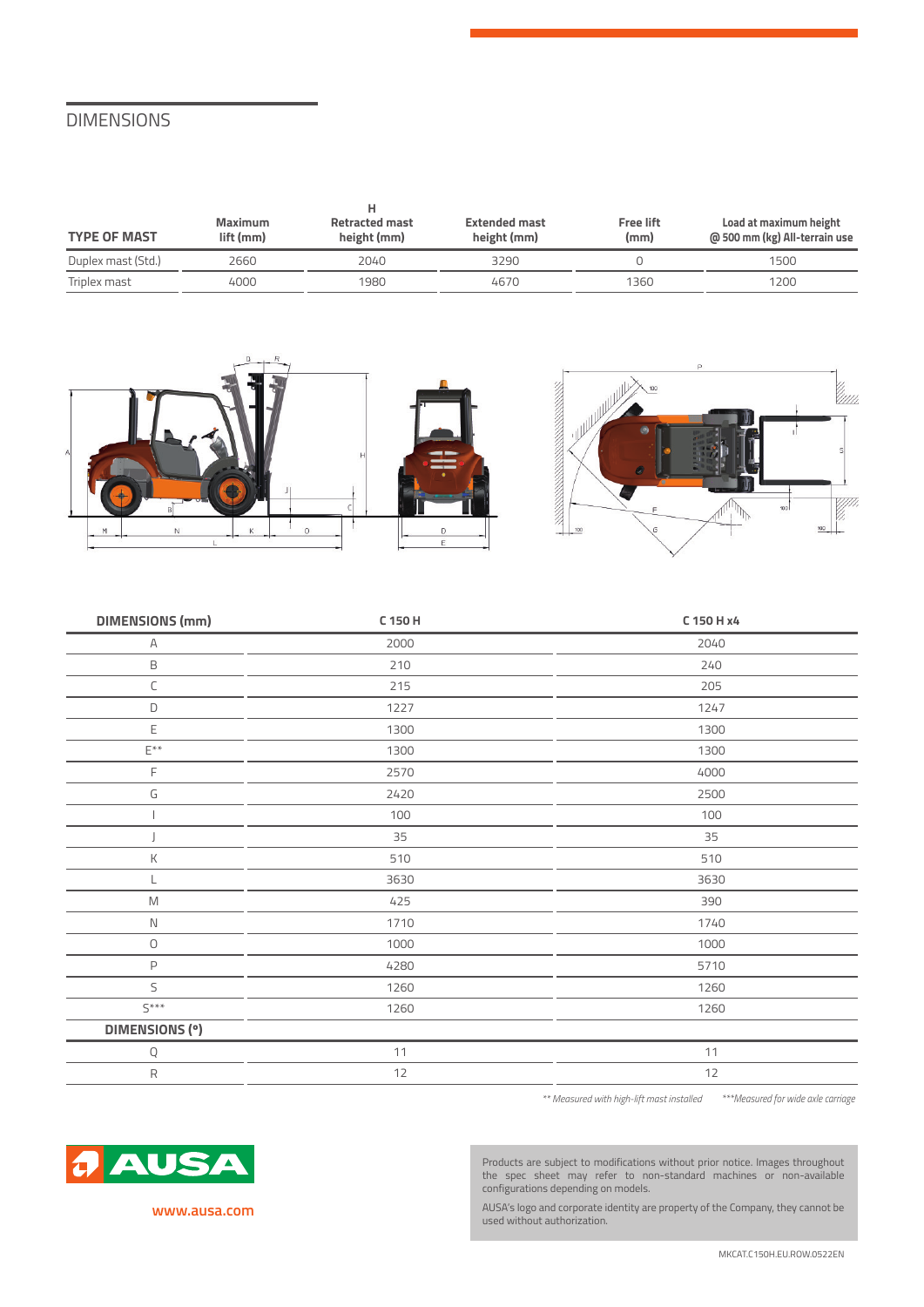## DIMENSIONS

| TYPE OF MAST | Maximum lift (mm) | H Retracted mast height (mm) | Extended mast height (mm) | Free lift (mm) | Load at maximum height @ 500 mm (kg) All-terrain use |
|---|---|---|---|---|---|
| Duplex mast (Std.) | 2660 | 2040 | 3290 | 0 | 1500 |
| Triplex mast | 4000 | 1980 | 4670 | 1360 | 1200 |

| DIMENSIONS (mm) | C 150 H | C 150 H x4 |
|---|---|---|
| A | 2000 | 2040 |
| B | 210 | 240 |
| C | 215 | 205 |
| D | 1227 | 1247 |
| E | 1300 | 1300 |
| E** | 1300 | 1300 |
| F | 2570 | 4000 |
| G | 2420 | 2500 |
| I | 100 | 100 |
| J | 35 | 35 |
| K | 510 | 510 |
| L | 3630 | 3630 |
| M | 425 | 390 |
| N | 1710 | 1740 |
| O | 1000 | 1000 |
| P | 4280 | 5710 |
| S | 1260 | 1260 |
| S*** | 1260 | 1260 |
| **DIMENSIONS (°)** | | |
| Q | 11 | 11 |
| R | 12 | 12 |

*** Measured with high-lift mast installed* *\*\*\*Measured for wide axle carriage*

AUSA

www.ausa.com

Products are subject to modifications without prior notice. Images throughout the spec sheet may refer to non-standard machines or non-available configurations depending on models.

AUSA's logo and corporate identity are property of the Company, they cannot be used without authorization.

MKCAT.C150H.EU.ROW.0522EN